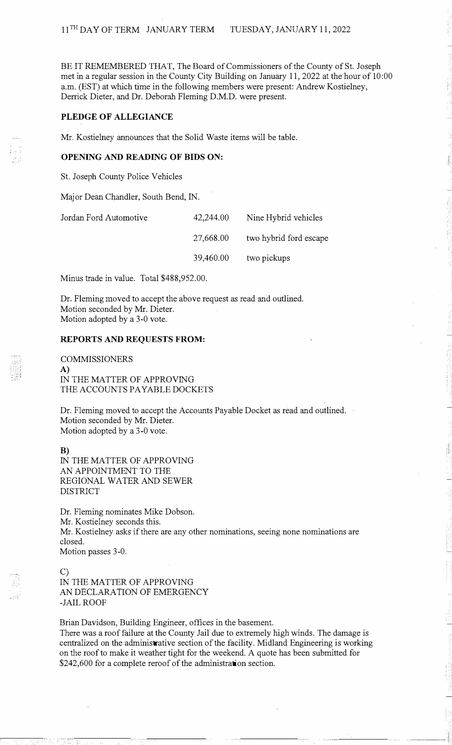11[TH] DAY OF TERM JANUARY TERM TUESDAY, JANUARY 11, 2022

BE IT REMEMBERED THAT, The Board of Commissioners of the County of St. Joseph met in a regular session in the County City Building on January 11, 2022 at the hour of 10:00 a.m. (EST) at which time in the following members were present: Andrew Kostielney, Derrick Dieter, and Dr. Deborah Fleming D.M.D. were present.

**PLEDGE OF ALLEGIANCE**

Mr. Kostielney announces that the Solid Waste items will be table.

**OPENING AND READING OF BIDS ON:**

St. Joseph County Police Vehicles

Major Dean Chandler, South Bend, IN.

| | | |
|---|---|---|
| Jordan Ford Automotive | 42,244.00 | Nine Hybrid vehicles |
| | 27,668.00 | two hybrid ford escape |
| | 39,460.00 | two pickups |

Minus trade in value. Total $488,952.00.

Dr. Fleming moved to accept the above request as read and outlined.
Motion seconded by Mr. Dieter.
Motion adopted by a 3-0 vote.

**REPORTS AND REQUESTS FROM:**

COMMISSIONERS
**A)**
IN THE MATTER OF APPROVING
THE ACCOUNTS PAYABLE DOCKETS

Dr. Fleming moved to accept the Accounts Payable Docket as read and outlined.
Motion seconded by Mr. Dieter.
Motion adopted by a 3-0 vote.

**B)**
IN THE MATTER OF APPROVING
AN APPOINTMENT TO THE
REGIONAL WATER AND SEWER
DISTRICT

Dr. Fleming nominates Mike Dobson.
Mr. Kostielney seconds this.
Mr. Kostielney asks if there are any other nominations, seeing none nominations are closed.
Motion passes 3-0.

C)
IN THE MATTER OF APPROVING
AN DECLARATION OF EMERGENCY
-JAIL ROOF

Brian Davidson, Building Engineer, offices in the basement.
There was a roof failure at the County Jail due to extremely high winds. The damage is centralized on the administrative section of the facility. Midland Engineering is working on the roof to make it weather tight for the weekend. A quote has been submitted for $242,600 for a complete reroof of the administration section.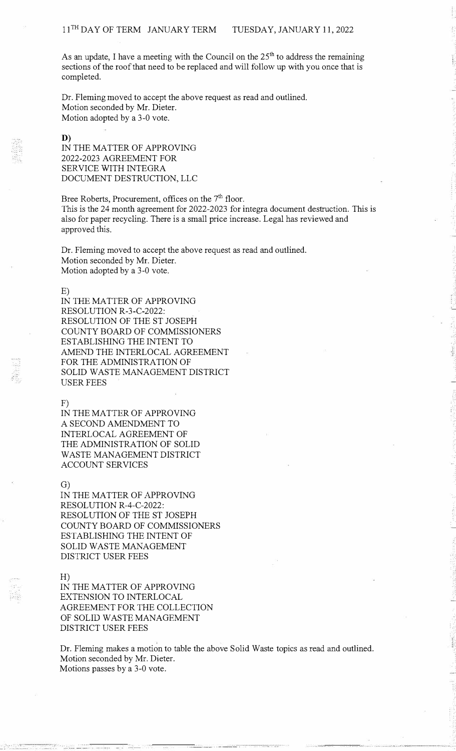As an update, I have a meeting with the Council on the 25th to address the remaining sections of the roof that need to be replaced and will follow up with you once that is completed.

Dr. Fleming moved to accept the above request as read and outlined.
Motion seconded by Mr. Dieter.
Motion adopted by a 3-0 vote.

**D)**
IN THE MATTER OF APPROVING
2022-2023 AGREEMENT FOR
SERVICE WITH INTEGRA
DOCUMENT DESTRUCTION, LLC

Bree Roberts, Procurement, offices on the 7th floor.
This is the 24 month agreement for 2022-2023 for integra document destruction. This is also for paper recycling. There is a small price increase. Legal has reviewed and approved this.

Dr. Fleming moved to accept the above request as read and outlined.
Motion seconded by Mr. Dieter.
Motion adopted by a 3-0 vote.

E)
IN THE MATTER OF APPROVING
RESOLUTION R-3-C-2022:
RESOLUTION OF THE ST JOSEPH
COUNTY BOARD OF COMMISSIONERS
ESTABLISHING THE INTENT TO
AMEND THE INTERLOCAL AGREEMENT
FOR THE ADMINISTRATION OF
SOLID WASTE MANAGEMENT DISTRICT
USER FEES

F)
IN THE MATTER OF APPROVING
A SECOND AMENDMENT TO
INTERLOCAL AGREEMENT OF
THE ADMINISTRATION OF SOLID
WASTE MANAGEMENT DISTRICT
ACCOUNT SERVICES

G)
IN THE MATTER OF APPROVING
RESOLUTION R-4-C-2022:
RESOLUTION OF THE ST JOSEPH
COUNTY BOARD OF COMMISSIONERS
ESTABLISHING THE INTENT OF
SOLID WASTE MANAGEMENT
DISTRICT USER FEES

H)
IN THE MATTER OF APPROVING
EXTENSION TO INTERLOCAL
AGREEMENT FOR THE COLLECTION
OF SOLID WASTE MANAGEMENT
DISTRICT USER FEES

Dr. Fleming makes a motion to table the above Solid Waste topics as read and outlined.
Motion seconded by Mr. Dieter.
Motions passes by a 3-0 vote.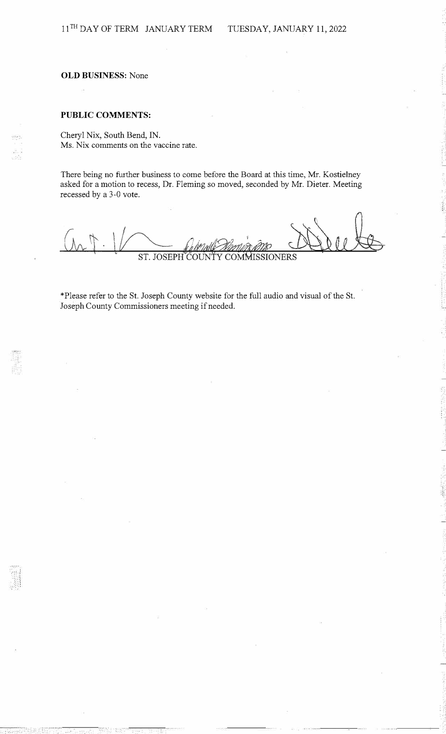**OLD BUSINESS:** None

**PUBLIC COMMENTS:**

Cheryl Nix, South Bend, IN.
Ms. Nix comments on the vaccine rate.

There being no further business to come before the Board at this time, Mr. Kostielney asked for a motion to recess, Dr. Fleming so moved, seconded by Mr. Dieter. Meeting recessed by a 3-0 vote.

ST. JOSEPH COUNTY COMMISSIONERS

*Please refer to the St. Joseph County website for the full audio and visual of the St. Joseph County Commissioners meeting if needed.